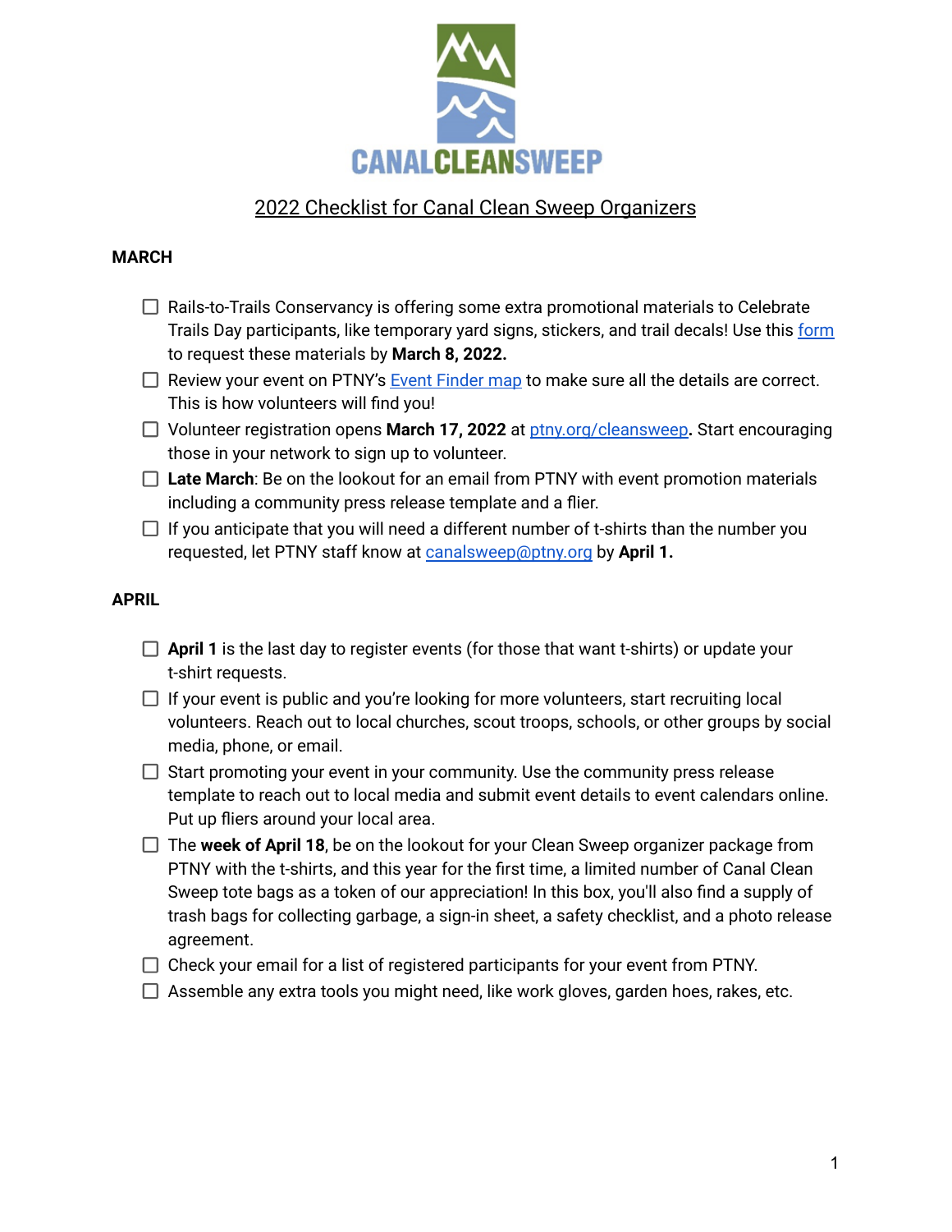CANALCLEANSWEEP

# 2022 Checklist for Canal Clean Sweep Organizers

## MARCH

- [ ] Rails-to-Trails Conservancy is offering some extra promotional materials to Celebrate Trails Day participants, like temporary yard signs, stickers, and trail decals! Use this form to request these materials by **March 8, 2022.**
- [ ] Review your event on PTNY's Event Finder map to make sure all the details are correct. This is how volunteers will find you!
- [ ] Volunteer registration opens **March 17, 2022** at ptny.org/cleansweep**.** Start encouraging those in your network to sign up to volunteer.
- [ ] **Late March**: Be on the lookout for an email from PTNY with event promotion materials including a community press release template and a flier.
- [ ] If you anticipate that you will need a different number of t-shirts than the number you requested, let PTNY staff know at canalsweep@ptny.org by **April 1.**

## APRIL

- [ ] **April 1** is the last day to register events (for those that want t-shirts) or update your t-shirt requests.
- [ ] If your event is public and you're looking for more volunteers, start recruiting local volunteers. Reach out to local churches, scout troops, schools, or other groups by social media, phone, or email.
- [ ] Start promoting your event in your community. Use the community press release template to reach out to local media and submit event details to event calendars online. Put up fliers around your local area.
- [ ] The **week of April 18**, be on the lookout for your Clean Sweep organizer package from PTNY with the t-shirts, and this year for the first time, a limited number of Canal Clean Sweep tote bags as a token of our appreciation! In this box, you'll also find a supply of trash bags for collecting garbage, a sign-in sheet, a safety checklist, and a photo release agreement.
- [ ] Check your email for a list of registered participants for your event from PTNY.
- [ ] Assemble any extra tools you might need, like work gloves, garden hoes, rakes, etc.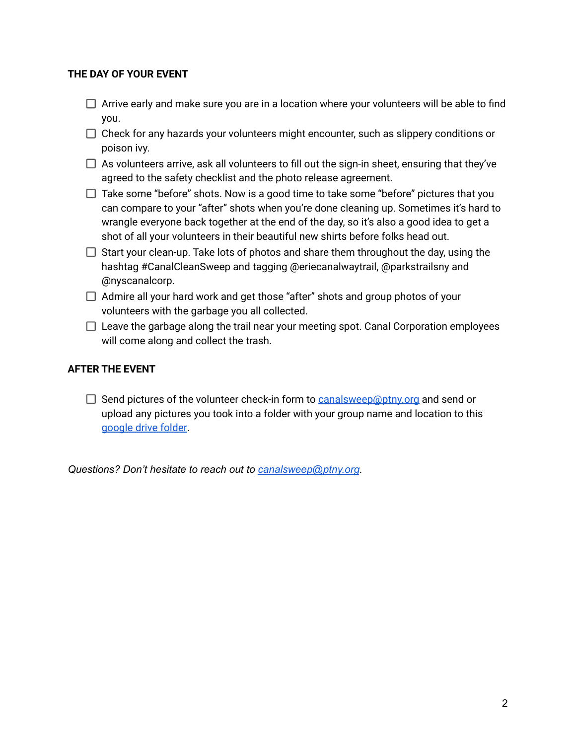**THE DAY OF YOUR EVENT**

- [ ] Arrive early and make sure you are in a location where your volunteers will be able to find you.
- [ ] Check for any hazards your volunteers might encounter, such as slippery conditions or poison ivy.
- [ ] As volunteers arrive, ask all volunteers to fill out the sign-in sheet, ensuring that they've agreed to the safety checklist and the photo release agreement.
- [ ] Take some "before" shots. Now is a good time to take some "before" pictures that you can compare to your "after" shots when you're done cleaning up. Sometimes it's hard to wrangle everyone back together at the end of the day, so it's also a good idea to get a shot of all your volunteers in their beautiful new shirts before folks head out.
- [ ] Start your clean-up. Take lots of photos and share them throughout the day, using the hashtag #CanalCleanSweep and tagging @eriecanalwaytrail, @parkstrailsny and @nyscanalcorp.
- [ ] Admire all your hard work and get those "after" shots and group photos of your volunteers with the garbage you all collected.
- [ ] Leave the garbage along the trail near your meeting spot. Canal Corporation employees will come along and collect the trash.

**AFTER THE EVENT**

- [ ] Send pictures of the volunteer check-in form to [canalsweep@ptny.org](mailto:canalsweep@ptny.org) and send or upload any pictures you took into a folder with your group name and location to this [google drive folder](#).

*Questions? Don't hesitate to reach out to [canalsweep@ptny.org](mailto:canalsweep@ptny.org).*